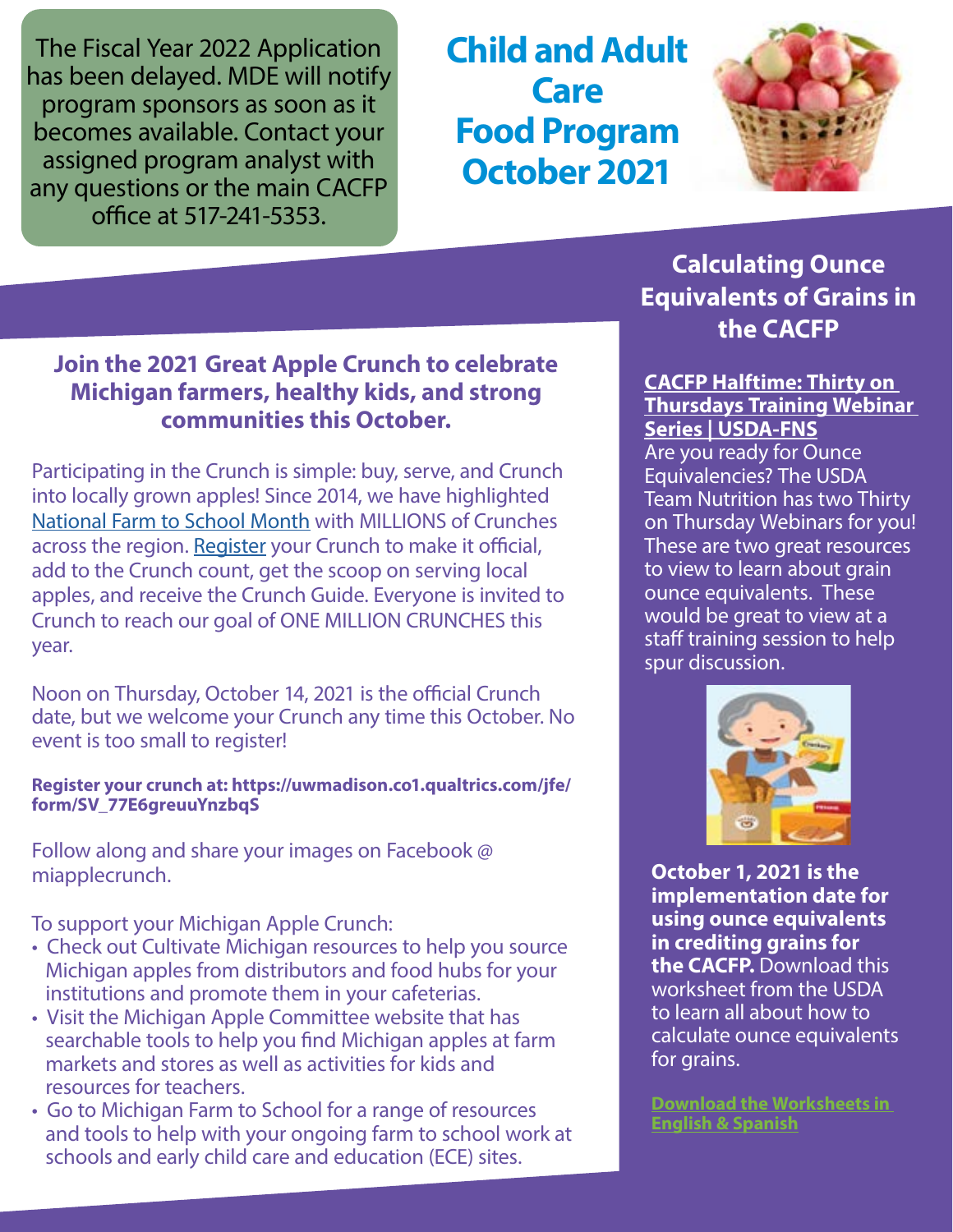The Fiscal Year 2022 Application has been delayed. MDE will notify program sponsors as soon as it becomes available. Contact your assigned program analyst with any questions or the main CACFP office at 517-241-5353.

# Child and Adult Care Food Program October 2021

### Join the 2021 Great Apple Crunch to celebrate Michigan farmers, healthy kids, and strong communities this October.

Participating in the Crunch is simple: buy, serve, and Crunch into locally grown apples! Since 2014, we have highlighted [National Farm to School Month] with MILLIONS of Crunches across the region. [Register] your Crunch to make it official, add to the Crunch count, get the scoop on serving local apples, and receive the Crunch Guide. Everyone is invited to Crunch to reach our goal of ONE MILLION CRUNCHES this year.

Noon on Thursday, October 14, 2021 is the official Crunch date, but we welcome your Crunch any time this October. No event is too small to register!

**Register your crunch at: https://uwmadison.co1.qualtrics.com/jfe/form/SV_77E6greuuYnzbqS**

Follow along and share your images on Facebook @ miapplecrunch.

To support your Michigan Apple Crunch:

- Check out Cultivate Michigan resources to help you source Michigan apples from distributors and food hubs for your institutions and promote them in your cafeterias.
- Visit the Michigan Apple Committee website that has searchable tools to help you find Michigan apples at farm markets and stores as well as activities for kids and resources for teachers.
- Go to Michigan Farm to School for a range of resources and tools to help with your ongoing farm to school work at schools and early child care and education (ECE) sites.

## Calculating Ounce Equivalents of Grains in the CACFP

**CACFP Halftime: Thirty on Thursdays Training Webinar Series | USDA-FNS**

Are you ready for Ounce Equivalencies? The USDA Team Nutrition has two Thirty on Thursday Webinars for you! These are two great resources to view to learn about grain ounce equivalents. These would be great to view at a staff training session to help spur discussion.

**October 1, 2021 is the implementation date for using ounce equivalents in crediting grains for the CACFP.** Download this worksheet from the USDA to learn all about how to calculate ounce equivalents for grains.

**Download the Worksheets in English & Spanish**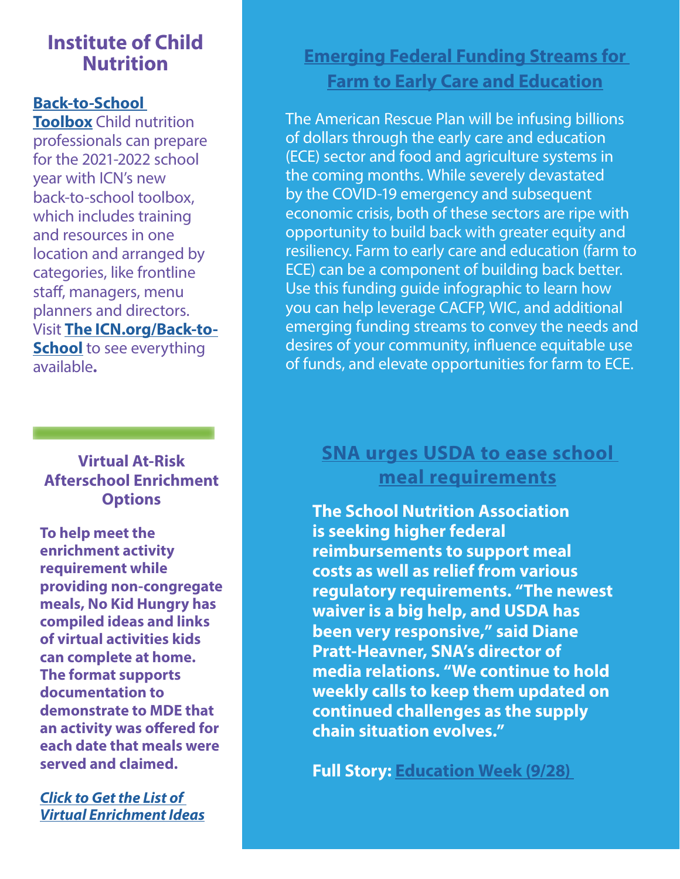## Institute of Child Nutrition

**Back-to-School Toolbox** Child nutrition professionals can prepare for the 2021-2022 school year with ICN's new back-to-school toolbox, which includes training and resources in one location and arranged by categories, like frontline staff, managers, menu planners and directors. Visit **The ICN.org/Back-to-School** to see everything available**.**

### Virtual At-Risk Afterschool Enrichment Options

**To help meet the enrichment activity requirement while providing non-congregate meals, No Kid Hungry has compiled ideas and links of virtual activities kids can complete at home. The format supports documentation to demonstrate to MDE that an activity was offered for each date that meals were served and claimed.**

***Click to Get the List of Virtual Enrichment Ideas***

## Emerging Federal Funding Streams for Farm to Early Care and Education

The American Rescue Plan will be infusing billions of dollars through the early care and education (ECE) sector and food and agriculture systems in the coming months. While severely devastated by the COVID-19 emergency and subsequent economic crisis, both of these sectors are ripe with opportunity to build back with greater equity and resiliency. Farm to early care and education (farm to ECE) can be a component of building back better. Use this funding guide infographic to learn how you can help leverage CACFP, WIC, and additional emerging funding streams to convey the needs and desires of your community, influence equitable use of funds, and elevate opportunities for farm to ECE.

## SNA urges USDA to ease school meal requirements

**The School Nutrition Association is seeking higher federal reimbursements to support meal costs as well as relief from various regulatory requirements. "The newest waiver is a big help, and USDA has been very responsive," said Diane Pratt-Heavner, SNA's director of media relations. "We continue to hold weekly calls to keep them updated on continued challenges as the supply chain situation evolves."**

**Full Story: Education Week (9/28)**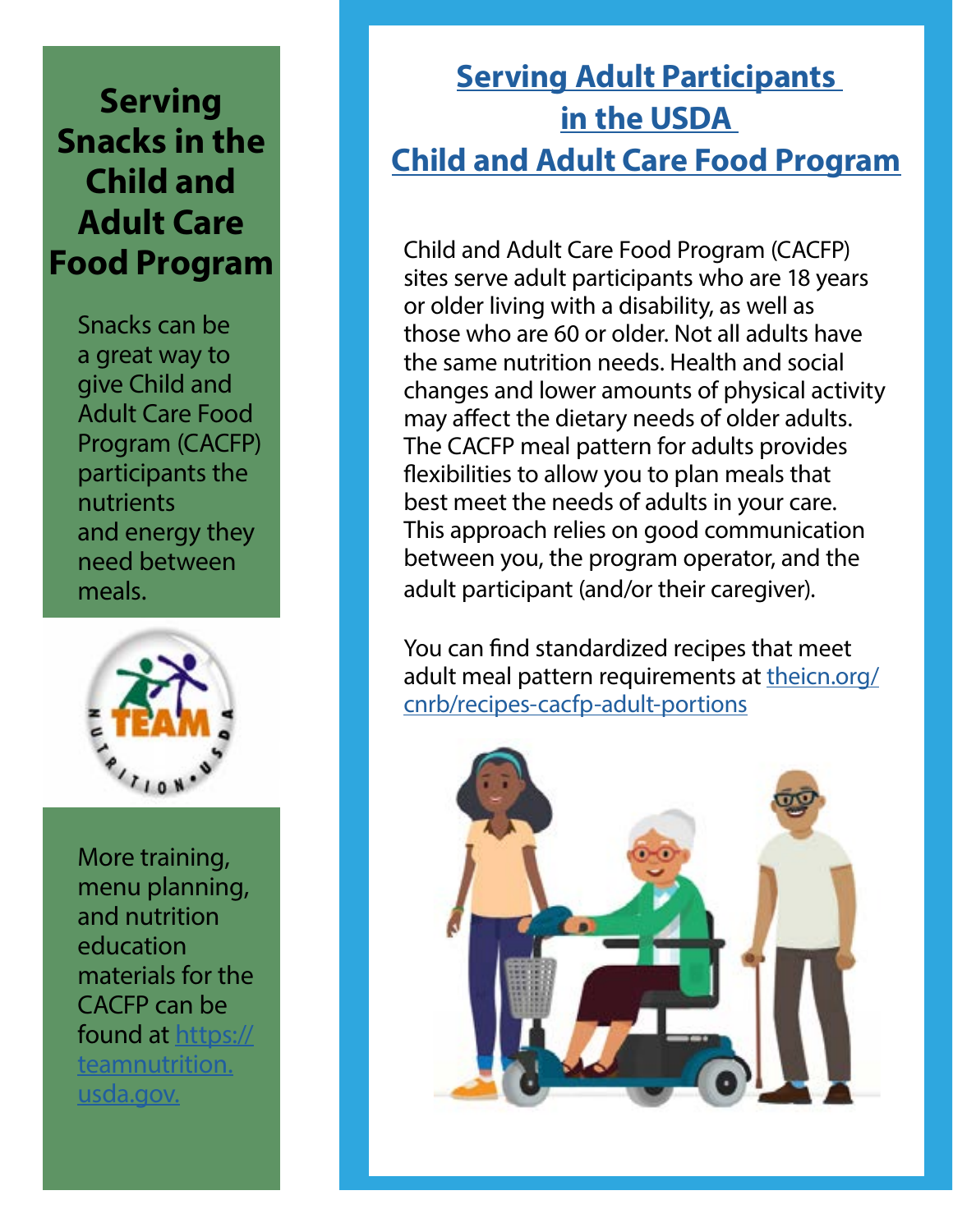# Serving Snacks in the Child and Adult Care Food Program

Snacks can be a great way to give Child and Adult Care Food Program (CACFP) participants the nutrients and energy they need between meals.

More training, menu planning, and nutrition education materials for the CACFP can be found at https://teamnutrition.usda.gov.

## Serving Adult Participants in the USDA Child and Adult Care Food Program

Child and Adult Care Food Program (CACFP) sites serve adult participants who are 18 years or older living with a disability, as well as those who are 60 or older. Not all adults have the same nutrition needs. Health and social changes and lower amounts of physical activity may affect the dietary needs of older adults. The CACFP meal pattern for adults provides flexibilities to allow you to plan meals that best meet the needs of adults in your care. This approach relies on good communication between you, the program operator, and the adult participant (and/or their caregiver).

You can find standardized recipes that meet adult meal pattern requirements at theicn.org/cnrb/recipes-cacfp-adult-portions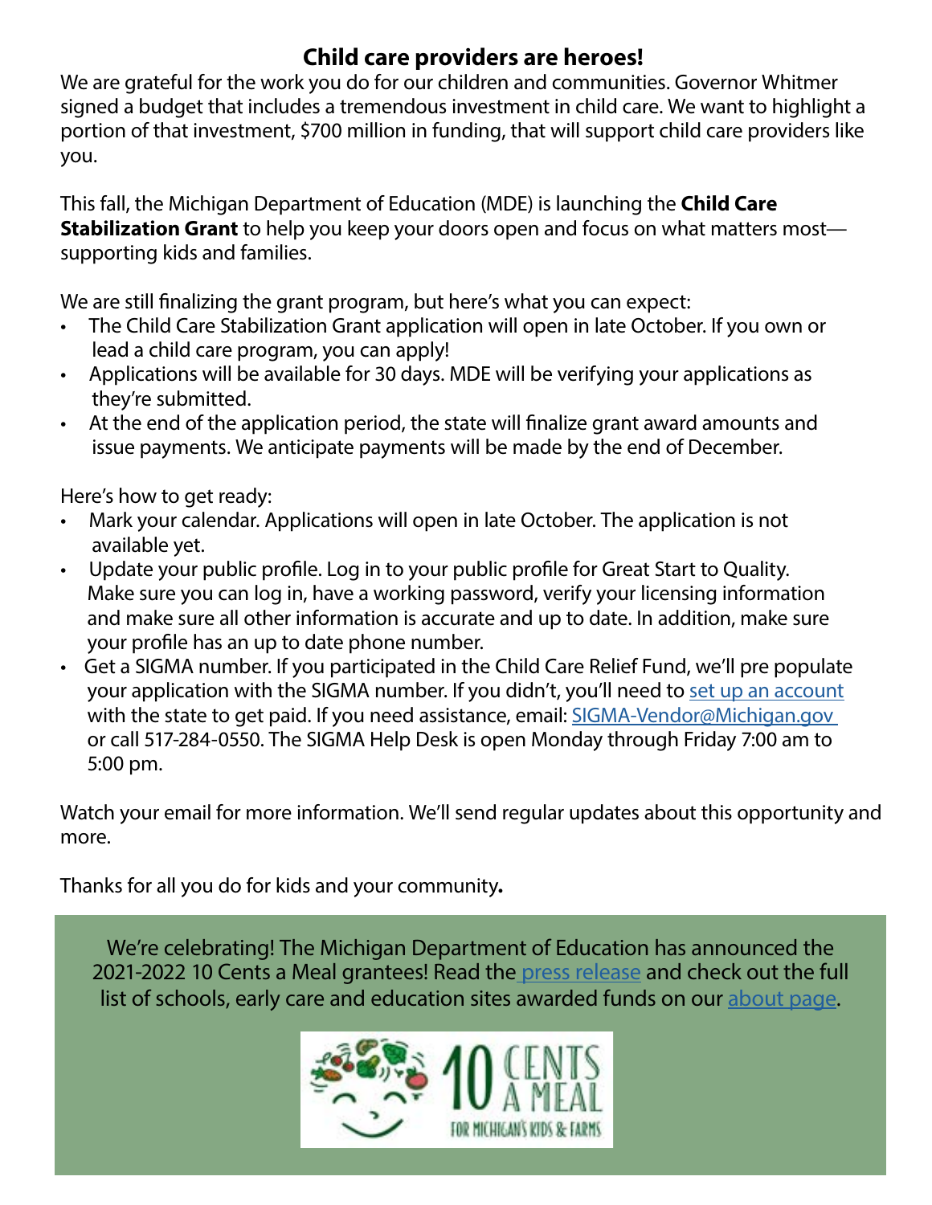## Child care providers are heroes!

We are grateful for the work you do for our children and communities. Governor Whitmer signed a budget that includes a tremendous investment in child care. We want to highlight a portion of that investment, $700 million in funding, that will support child care providers like you.

This fall, the Michigan Department of Education (MDE) is launching the **Child Care Stabilization Grant** to help you keep your doors open and focus on what matters most—supporting kids and families.

We are still finalizing the grant program, but here's what you can expect:

- The Child Care Stabilization Grant application will open in late October. If you own or lead a child care program, you can apply!
- Applications will be available for 30 days. MDE will be verifying your applications as they're submitted.
- At the end of the application period, the state will finalize grant award amounts and issue payments. We anticipate payments will be made by the end of December.

Here's how to get ready:

- Mark your calendar. Applications will open in late October. The application is not available yet.
- Update your public profile. Log in to your public profile for Great Start to Quality. Make sure you can log in, have a working password, verify your licensing information and make sure all other information is accurate and up to date. In addition, make sure your profile has an up to date phone number.
- Get a SIGMA number. If you participated in the Child Care Relief Fund, we'll pre populate your application with the SIGMA number. If you didn't, you'll need to set up an account with the state to get paid. If you need assistance, email: SIGMA-Vendor@Michigan.gov or call 517-284-0550. The SIGMA Help Desk is open Monday through Friday 7:00 am to 5:00 pm.

Watch your email for more information. We'll send regular updates about this opportunity and more.

Thanks for all you do for kids and your community**.**

We're celebrating! The Michigan Department of Education has announced the 2021-2022 10 Cents a Meal grantees! Read the press release and check out the full list of schools, early care and education sites awarded funds on our about page.

10 CENTS A MEAL FOR MICHIGAN'S KIDS & FARMS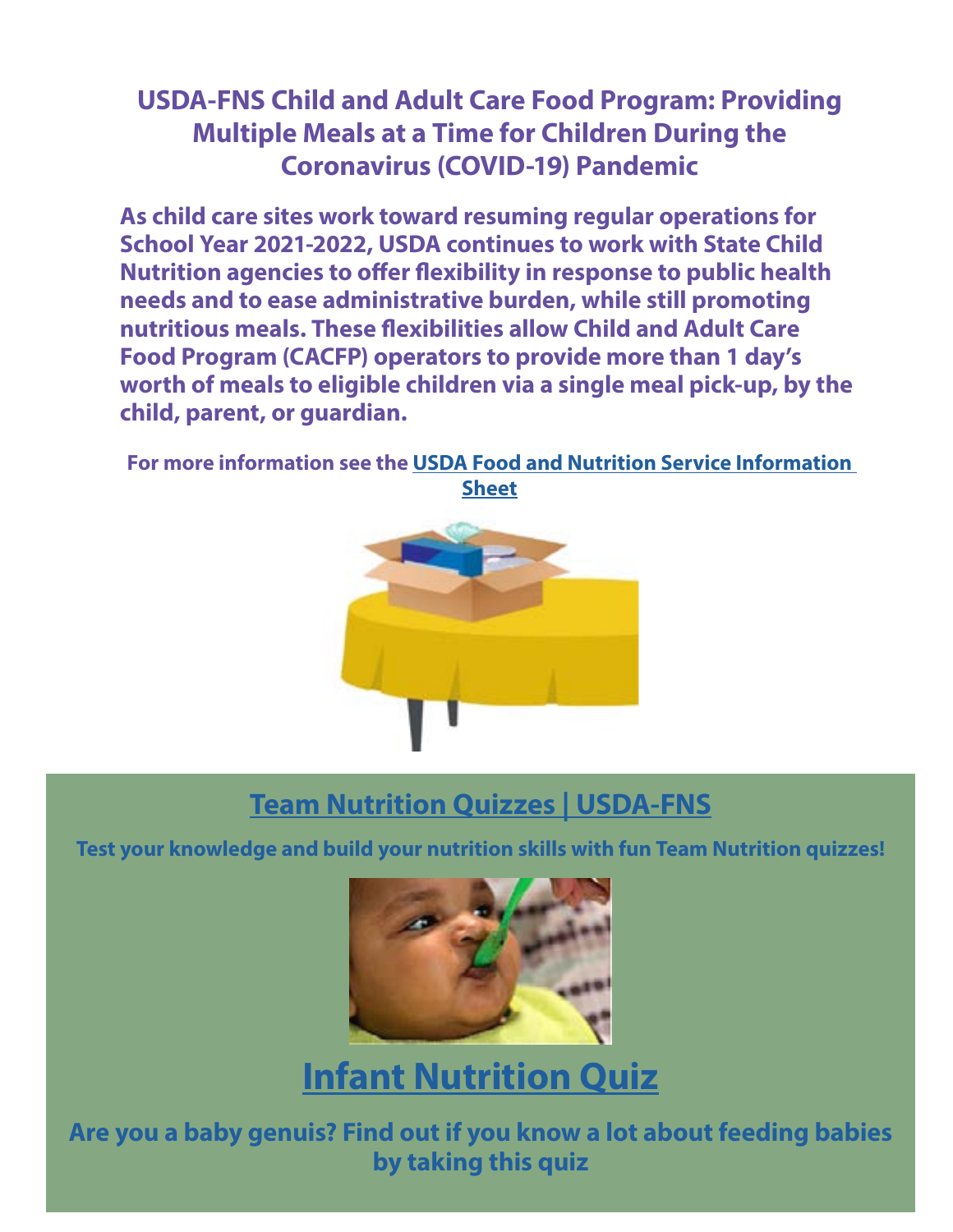# USDA-FNS Child and Adult Care Food Program: Providing Multiple Meals at a Time for Children During the Coronavirus (COVID-19) Pandemic

**As child care sites work toward resuming regular operations for School Year 2021-2022, USDA continues to work with State Child Nutrition agencies to offer flexibility in response to public health needs and to ease administrative burden, while still promoting nutritious meals. These flexibilities allow Child and Adult Care Food Program (CACFP) operators to provide more than 1 day's worth of meals to eligible children via a single meal pick-up, by the child, parent, or guardian.**

**For more information see the USDA Food and Nutrition Service Information Sheet**

## Team Nutrition Quizzes | USDA-FNS

**Test your knowledge and build your nutrition skills with fun Team Nutrition quizzes!**

## Infant Nutrition Quiz

**Are you a baby genuis? Find out if you know a lot about feeding babies by taking this quiz**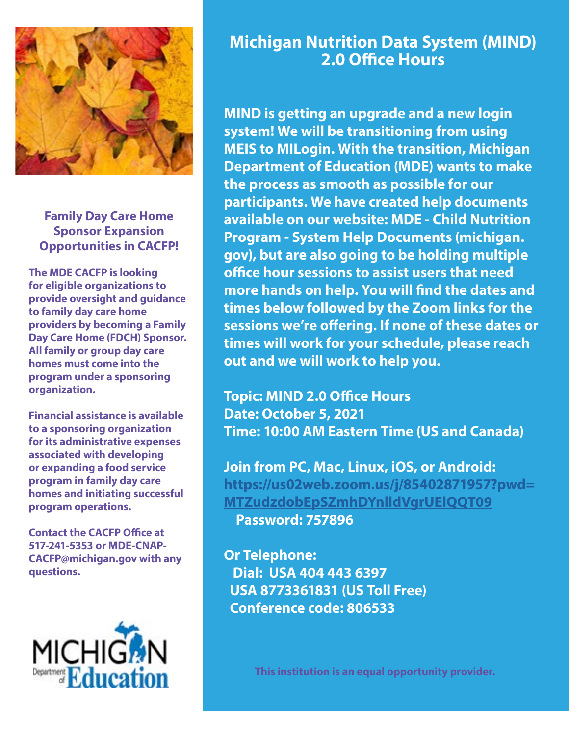## Family Day Care Home Sponsor Expansion Opportunities in CACFP!

**The MDE CACFP is looking for eligible organizations to provide oversight and guidance to family day care home providers by becoming a Family Day Care Home (FDCH) Sponsor. All family or group day care homes must come into the program under a sponsoring organization.**

**Financial assistance is available to a sponsoring organization for its administrative expenses associated with developing or expanding a food service program in family day care homes and initiating successful program operations.**

**Contact the CACFP Office at 517-241-5353 or MDE-CNAP-CACFP@michigan.gov with any questions.**

# Michigan Nutrition Data System (MIND) 2.0 Office Hours

**MIND is getting an upgrade and a new login system! We will be transitioning from using MEIS to MILogin. With the transition, Michigan Department of Education (MDE) wants to make the process as smooth as possible for our participants. We have created help documents available on our website: MDE - Child Nutrition Program - System Help Documents (michigan.gov), but are also going to be holding multiple office hour sessions to assist users that need more hands on help. You will find the dates and times below followed by the Zoom links for the sessions we're offering. If none of these dates or times will work for your schedule, please reach out and we will work to help you.**

**Topic: MIND 2.0 Office Hours**
**Date: October 5, 2021**
**Time: 10:00 AM Eastern Time (US and Canada)**

**Join from PC, Mac, Linux, iOS, or Android:**
**https://us02web.zoom.us/j/85402871957?pwd=MTZudzdobEpSZmhDYnlldVgrUElQQT09**
**Password: 757896**

**Or Telephone:**
**Dial: USA 404 443 6397**
**USA 8773361831 (US Toll Free)**
**Conference code: 806533**

**This institution is an equal opportunity provider.**